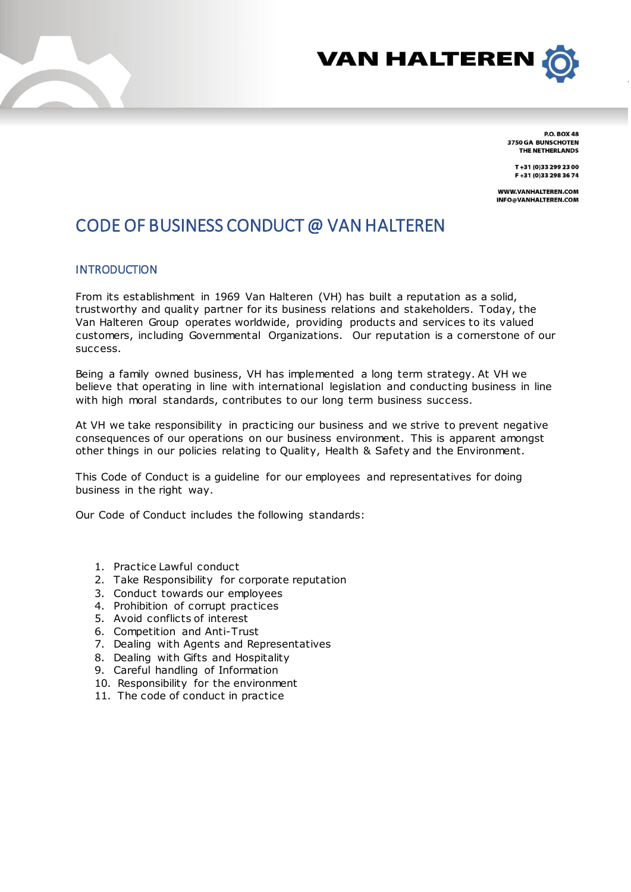VAN HALTEREN

P.O. BOX 48
3750 GA BUNSCHOTEN
THE NETHERLANDS

T +31 (0)33 299 23 00
F +31 (0)33 298 36 74

WWW.VANHALTEREN.COM
INFO@VANHALTEREN.COM

# CODE OF BUSINESS CONDUCT @ VAN HALTEREN

## INTRODUCTION

From its establishment in 1969 Van Halteren (VH) has built a reputation as a solid, trustworthy and quality partner for its business relations and stakeholders. Today, the Van Halteren Group operates worldwide, providing products and services to its valued customers, including Governmental Organizations. Our reputation is a cornerstone of our success.

Being a family owned business, VH has implemented a long term strategy. At VH we believe that operating in line with international legislation and conducting business in line with high moral standards, contributes to our long term business success.

At VH we take responsibility in practicing our business and we strive to prevent negative consequences of our operations on our business environment. This is apparent amongst other things in our policies relating to Quality, Health & Safety and the Environment.

This Code of Conduct is a guideline for our employees and representatives for doing business in the right way.

Our Code of Conduct includes the following standards:

1. Practice Lawful conduct
2. Take Responsibility for corporate reputation
3. Conduct towards our employees
4. Prohibition of corrupt practices
5. Avoid conflicts of interest
6. Competition and Anti-Trust
7. Dealing with Agents and Representatives
8. Dealing with Gifts and Hospitality
9. Careful handling of Information
10. Responsibility for the environment
11. The code of conduct in practice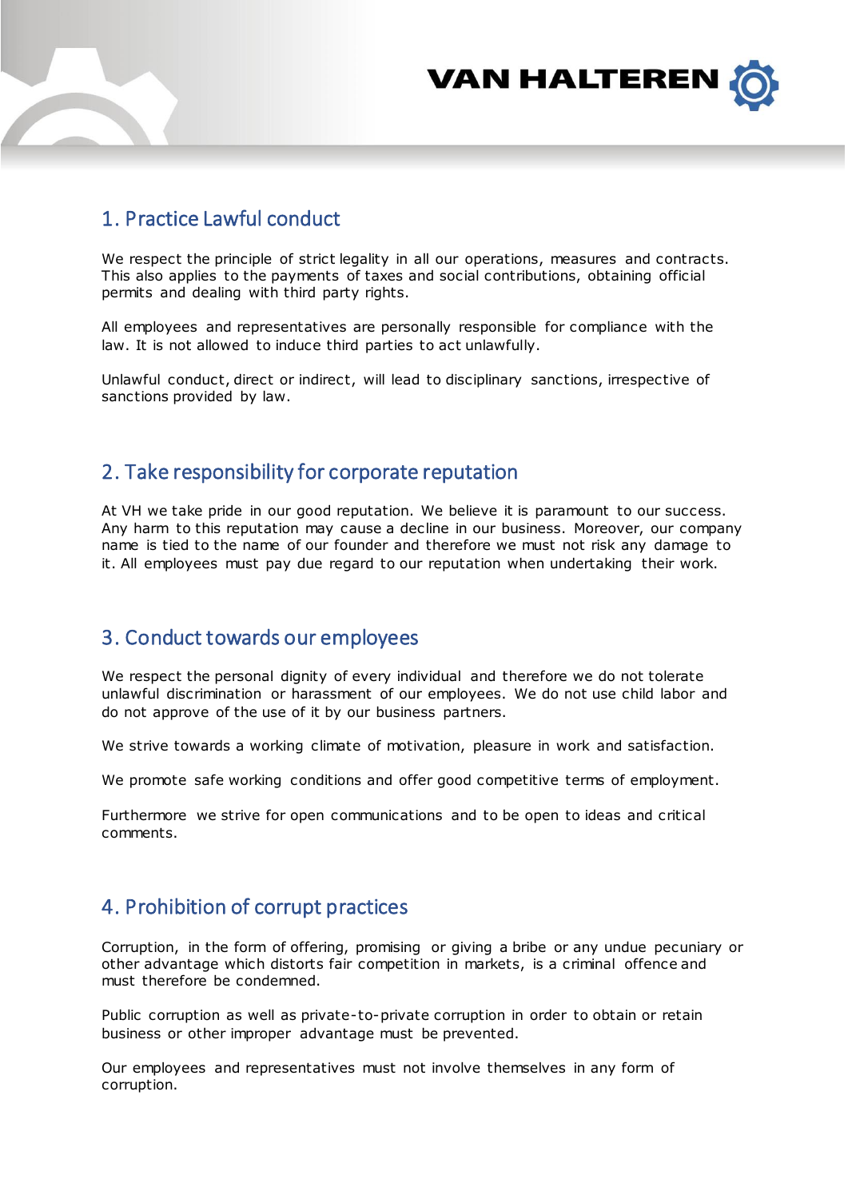## 1. Practice Lawful conduct

We respect the principle of strict legality in all our operations, measures and contracts. This also applies to the payments of taxes and social contributions, obtaining official permits and dealing with third party rights.

All employees and representatives are personally responsible for compliance with the law. It is not allowed to induce third parties to act unlawfully.

Unlawful conduct, direct or indirect, will lead to disciplinary sanctions, irrespective of sanctions provided by law.

## 2. Take responsibility for corporate reputation

At VH we take pride in our good reputation. We believe it is paramount to our success. Any harm to this reputation may cause a decline in our business. Moreover, our company name is tied to the name of our founder and therefore we must not risk any damage to it. All employees must pay due regard to our reputation when undertaking their work.

## 3. Conduct towards our employees

We respect the personal dignity of every individual and therefore we do not tolerate unlawful discrimination or harassment of our employees. We do not use child labor and do not approve of the use of it by our business partners.

We strive towards a working climate of motivation, pleasure in work and satisfaction.

We promote safe working conditions and offer good competitive terms of employment.

Furthermore we strive for open communications and to be open to ideas and critical comments.

## 4. Prohibition of corrupt practices

Corruption, in the form of offering, promising or giving a bribe or any undue pecuniary or other advantage which distorts fair competition in markets, is a criminal offence and must therefore be condemned.

Public corruption as well as private-to-private corruption in order to obtain or retain business or other improper advantage must be prevented.

Our employees and representatives must not involve themselves in any form of corruption.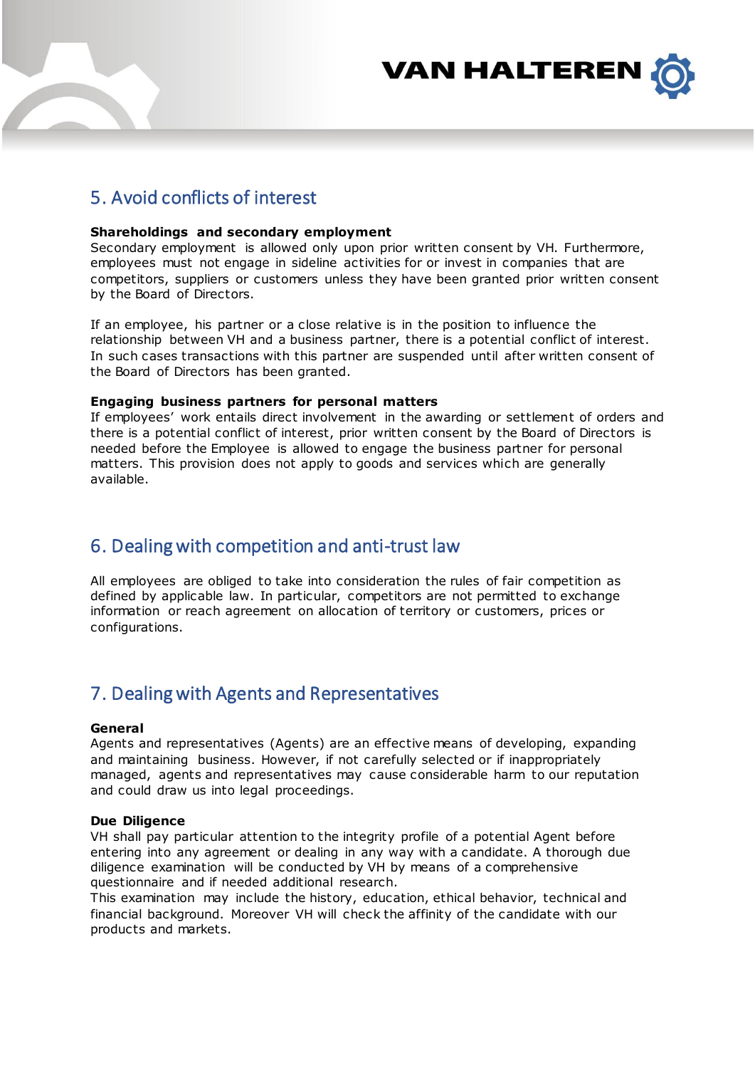## 5. Avoid conflicts of interest

**Shareholdings and secondary employment**
Secondary employment is allowed only upon prior written consent by VH. Furthermore, employees must not engage in sideline activities for or invest in companies that are competitors, suppliers or customers unless they have been granted prior written consent by the Board of Directors.

If an employee, his partner or a close relative is in the position to influence the relationship between VH and a business partner, there is a potential conflict of interest. In such cases transactions with this partner are suspended until after written consent of the Board of Directors has been granted.

**Engaging business partners for personal matters**
If employees' work entails direct involvement in the awarding or settlement of orders and there is a potential conflict of interest, prior written consent by the Board of Directors is needed before the Employee is allowed to engage the business partner for personal matters. This provision does not apply to goods and services which are generally available.

## 6. Dealing with competition and anti-trust law

All employees are obliged to take into consideration the rules of fair competition as defined by applicable law. In particular, competitors are not permitted to exchange information or reach agreement on allocation of territory or customers, prices or configurations.

## 7. Dealing with Agents and Representatives

**General**
Agents and representatives (Agents) are an effective means of developing, expanding and maintaining business. However, if not carefully selected or if inappropriately managed, agents and representatives may cause considerable harm to our reputation and could draw us into legal proceedings.

**Due Diligence**
VH shall pay particular attention to the integrity profile of a potential Agent before entering into any agreement or dealing in any way with a candidate. A thorough due diligence examination will be conducted by VH by means of a comprehensive questionnaire and if needed additional research.
This examination may include the history, education, ethical behavior, technical and financial background. Moreover VH will check the affinity of the candidate with our products and markets.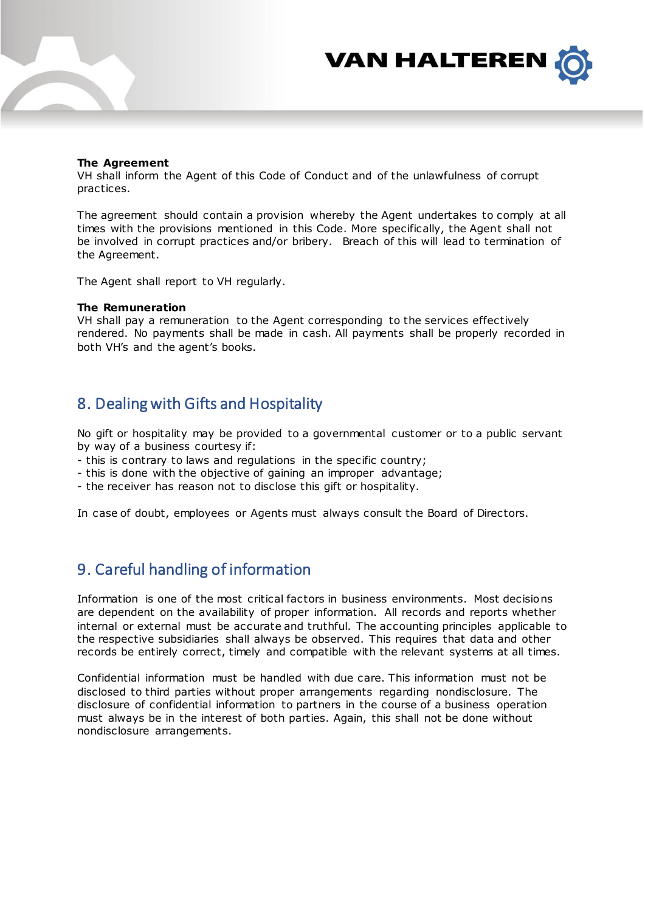**The Agreement**
VH shall inform the Agent of this Code of Conduct and of the unlawfulness of corrupt practices.

The agreement should contain a provision whereby the Agent undertakes to comply at all times with the provisions mentioned in this Code. More specifically, the Agent shall not be involved in corrupt practices and/or bribery. Breach of this will lead to termination of the Agreement.

The Agent shall report to VH regularly.

**The Remuneration**
VH shall pay a remuneration to the Agent corresponding to the services effectively rendered. No payments shall be made in cash. All payments shall be properly recorded in both VH's and the agent's books.

## 8. Dealing with Gifts and Hospitality

No gift or hospitality may be provided to a governmental customer or to a public servant by way of a business courtesy if:
- this is contrary to laws and regulations in the specific country;
- this is done with the objective of gaining an improper advantage;
- the receiver has reason not to disclose this gift or hospitality.

In case of doubt, employees or Agents must always consult the Board of Directors.

## 9. Careful handling of information

Information is one of the most critical factors in business environments. Most decisions are dependent on the availability of proper information. All records and reports whether internal or external must be accurate and truthful. The accounting principles applicable to the respective subsidiaries shall always be observed. This requires that data and other records be entirely correct, timely and compatible with the relevant systems at all times.

Confidential information must be handled with due care. This information must not be disclosed to third parties without proper arrangements regarding nondisclosure. The disclosure of confidential information to partners in the course of a business operation must always be in the interest of both parties. Again, this shall not be done without nondisclosure arrangements.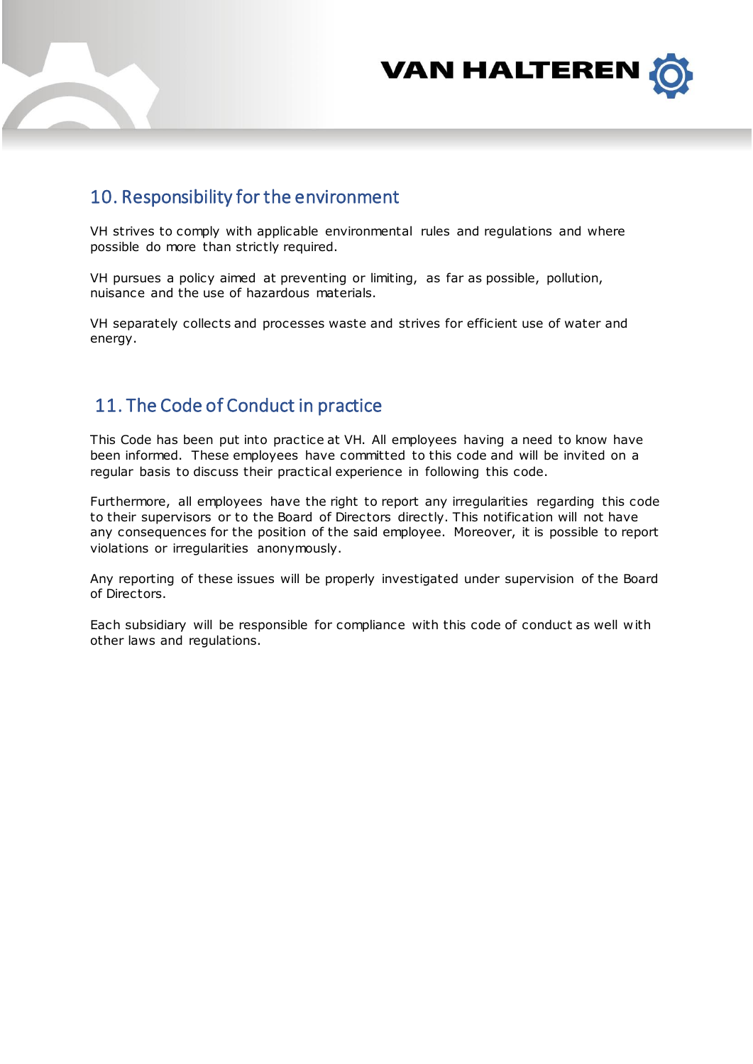## 10. Responsibility for the environment

VH strives to comply with applicable environmental rules and regulations and where possible do more than strictly required.

VH pursues a policy aimed at preventing or limiting, as far as possible, pollution, nuisance and the use of hazardous materials.

VH separately collects and processes waste and strives for efficient use of water and energy.

## 11. The Code of Conduct in practice

This Code has been put into practice at VH. All employees having a need to know have been informed. These employees have committed to this code and will be invited on a regular basis to discuss their practical experience in following this code.

Furthermore, all employees have the right to report any irregularities regarding this code to their supervisors or to the Board of Directors directly. This notification will not have any consequences for the position of the said employee. Moreover, it is possible to report violations or irregularities anonymously.

Any reporting of these issues will be properly investigated under supervision of the Board of Directors.

Each subsidiary will be responsible for compliance with this code of conduct as well with other laws and regulations.